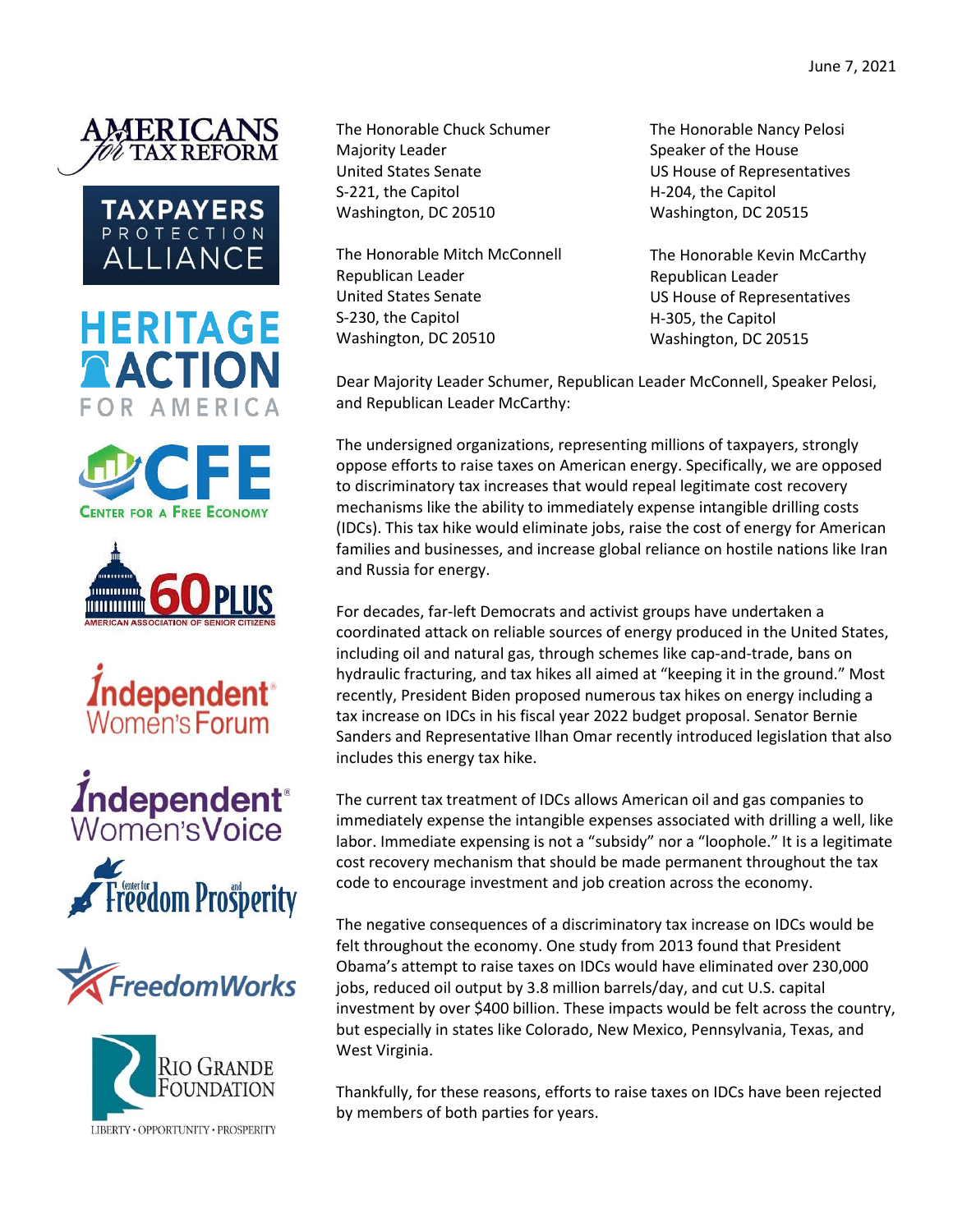June 7, 2021

AMERICANS for TAX REFORM

TAXPAYERS PROTECTION ALLIANCE

HERITAGE ACTION FOR AMERICA

CFE CENTER FOR A FREE ECONOMY

60 PLUS AMERICAN ASSOCIATION OF SENIOR CITIZENS

Independent Women's Forum

Independent Women's Voice

Center for Freedom and Prosperity

FreedomWorks

RIO GRANDE FOUNDATION
LIBERTY · OPPORTUNITY · PROSPERITY

The Honorable Chuck Schumer
Majority Leader
United States Senate
S-221, the Capitol
Washington, DC 20510

The Honorable Nancy Pelosi
Speaker of the House
US House of Representatives
H-204, the Capitol
Washington, DC 20515

The Honorable Mitch McConnell
Republican Leader
United States Senate
S-230, the Capitol
Washington, DC 20510

The Honorable Kevin McCarthy
Republican Leader
US House of Representatives
H-305, the Capitol
Washington, DC 20515

Dear Majority Leader Schumer, Republican Leader McConnell, Speaker Pelosi, and Republican Leader McCarthy:

The undersigned organizations, representing millions of taxpayers, strongly oppose efforts to raise taxes on American energy. Specifically, we are opposed to discriminatory tax increases that would repeal legitimate cost recovery mechanisms like the ability to immediately expense intangible drilling costs (IDCs). This tax hike would eliminate jobs, raise the cost of energy for American families and businesses, and increase global reliance on hostile nations like Iran and Russia for energy.

For decades, far-left Democrats and activist groups have undertaken a coordinated attack on reliable sources of energy produced in the United States, including oil and natural gas, through schemes like cap-and-trade, bans on hydraulic fracturing, and tax hikes all aimed at "keeping it in the ground." Most recently, President Biden proposed numerous tax hikes on energy including a tax increase on IDCs in his fiscal year 2022 budget proposal. Senator Bernie Sanders and Representative Ilhan Omar recently introduced legislation that also includes this energy tax hike.

The current tax treatment of IDCs allows American oil and gas companies to immediately expense the intangible expenses associated with drilling a well, like labor. Immediate expensing is not a "subsidy" nor a "loophole." It is a legitimate cost recovery mechanism that should be made permanent throughout the tax code to encourage investment and job creation across the economy.

The negative consequences of a discriminatory tax increase on IDCs would be felt throughout the economy. One study from 2013 found that President Obama's attempt to raise taxes on IDCs would have eliminated over 230,000 jobs, reduced oil output by 3.8 million barrels/day, and cut U.S. capital investment by over $400 billion. These impacts would be felt across the country, but especially in states like Colorado, New Mexico, Pennsylvania, Texas, and West Virginia.

Thankfully, for these reasons, efforts to raise taxes on IDCs have been rejected by members of both parties for years.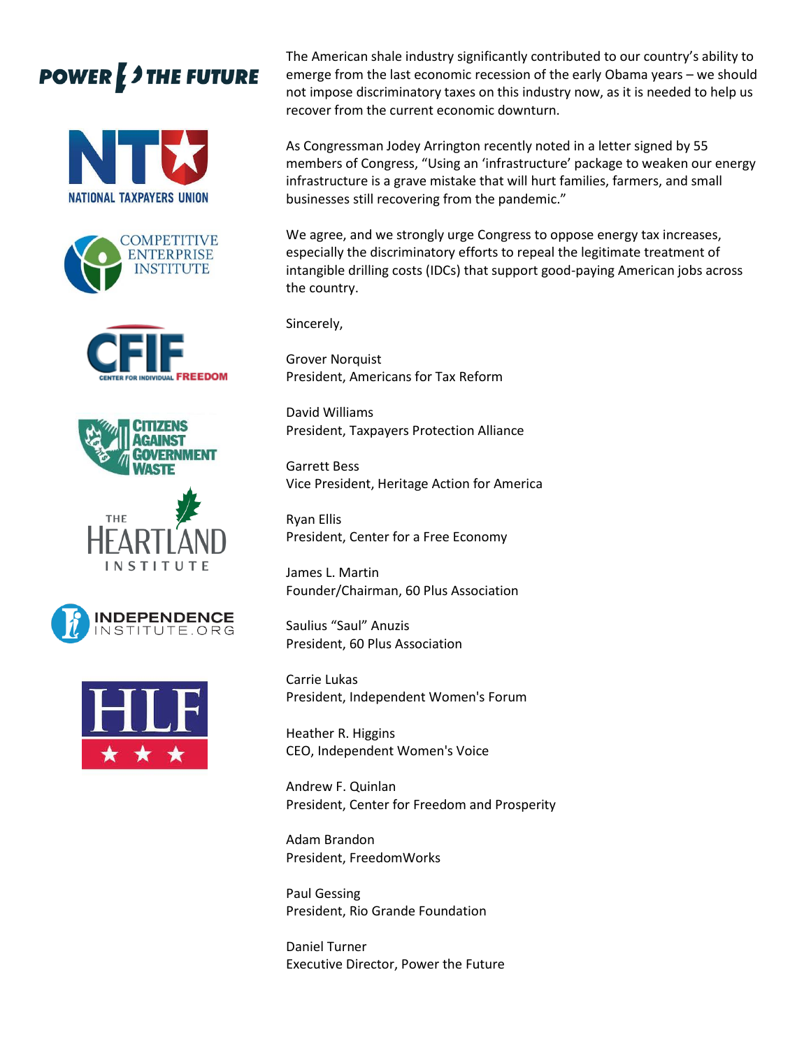The American shale industry significantly contributed to our country's ability to emerge from the last economic recession of the early Obama years – we should not impose discriminatory taxes on this industry now, as it is needed to help us recover from the current economic downturn.

As Congressman Jodey Arrington recently noted in a letter signed by 55 members of Congress, "Using an 'infrastructure' package to weaken our energy infrastructure is a grave mistake that will hurt families, farmers, and small businesses still recovering from the pandemic."

We agree, and we strongly urge Congress to oppose energy tax increases, especially the discriminatory efforts to repeal the legitimate treatment of intangible drilling costs (IDCs) that support good-paying American jobs across the country.

Sincerely,

Grover Norquist
President, Americans for Tax Reform

David Williams
President, Taxpayers Protection Alliance

Garrett Bess
Vice President, Heritage Action for America

Ryan Ellis
President, Center for a Free Economy

James L. Martin
Founder/Chairman, 60 Plus Association

Saulius "Saul" Anuzis
President, 60 Plus Association

Carrie Lukas
President, Independent Women's Forum

Heather R. Higgins
CEO, Independent Women's Voice

Andrew F. Quinlan
President, Center for Freedom and Prosperity

Adam Brandon
President, FreedomWorks

Paul Gessing
President, Rio Grande Foundation

Daniel Turner
Executive Director, Power the Future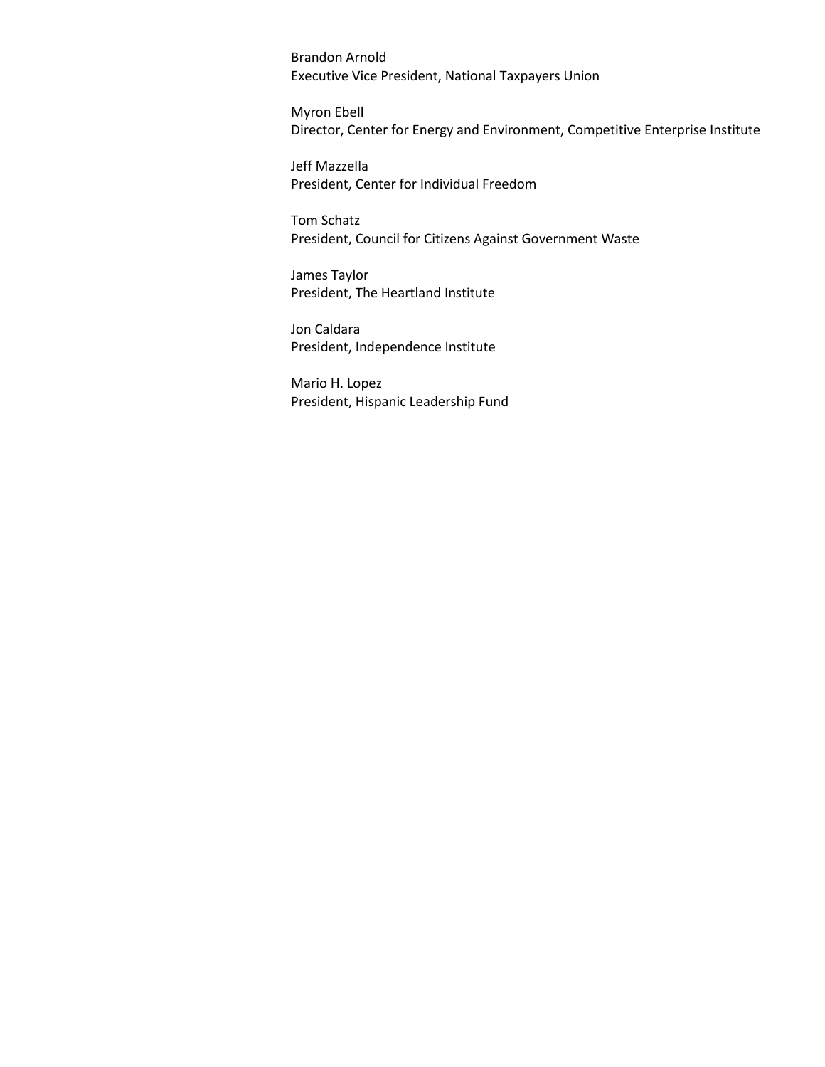Brandon Arnold
Executive Vice President, National Taxpayers Union

Myron Ebell
Director, Center for Energy and Environment, Competitive Enterprise Institute

Jeff Mazzella
President, Center for Individual Freedom

Tom Schatz
President, Council for Citizens Against Government Waste

James Taylor
President, The Heartland Institute

Jon Caldara
President, Independence Institute

Mario H. Lopez
President, Hispanic Leadership Fund